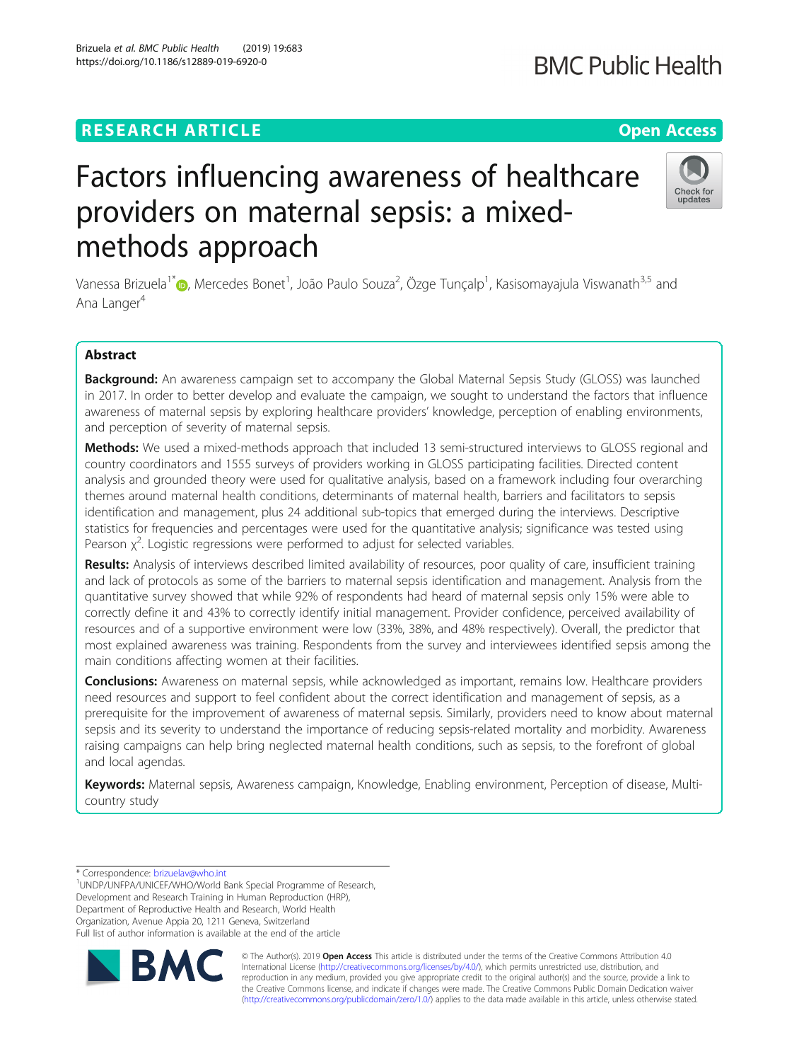RESEARCH ARTICLE

Open Access

# Factors influencing awareness of healthcare providers on maternal sepsis: a mixed-methods approach

Vanessa Brizuela[1*], Mercedes Bonet[1], João Paulo Souza[2], Özge Tunçalp[1], Kasisomayajula Viswanath[3,5] and Ana Langer[4]

## Abstract

**Background:** An awareness campaign set to accompany the Global Maternal Sepsis Study (GLOSS) was launched in 2017. In order to better develop and evaluate the campaign, we sought to understand the factors that influence awareness of maternal sepsis by exploring healthcare providers' knowledge, perception of enabling environments, and perception of severity of maternal sepsis.

**Methods:** We used a mixed-methods approach that included 13 semi-structured interviews to GLOSS regional and country coordinators and 1555 surveys of providers working in GLOSS participating facilities. Directed content analysis and grounded theory were used for qualitative analysis, based on a framework including four overarching themes around maternal health conditions, determinants of maternal health, barriers and facilitators to sepsis identification and management, plus 24 additional sub-topics that emerged during the interviews. Descriptive statistics for frequencies and percentages were used for the quantitative analysis; significance was tested using Pearson $\chi^2$. Logistic regressions were performed to adjust for selected variables.

**Results:** Analysis of interviews described limited availability of resources, poor quality of care, insufficient training and lack of protocols as some of the barriers to maternal sepsis identification and management. Analysis from the quantitative survey showed that while 92% of respondents had heard of maternal sepsis only 15% were able to correctly define it and 43% to correctly identify initial management. Provider confidence, perceived availability of resources and of a supportive environment were low (33%, 38%, and 48% respectively). Overall, the predictor that most explained awareness was training. Respondents from the survey and interviewees identified sepsis among the main conditions affecting women at their facilities.

**Conclusions:** Awareness on maternal sepsis, while acknowledged as important, remains low. Healthcare providers need resources and support to feel confident about the correct identification and management of sepsis, as a prerequisite for the improvement of awareness of maternal sepsis. Similarly, providers need to know about maternal sepsis and its severity to understand the importance of reducing sepsis-related mortality and morbidity. Awareness raising campaigns can help bring neglected maternal health conditions, such as sepsis, to the forefront of global and local agendas.

**Keywords:** Maternal sepsis, Awareness campaign, Knowledge, Enabling environment, Perception of disease, Multi-country study

---

\* Correspondence: brizuelav@who.int

[1]UNDP/UNFPA/UNICEF/WHO/World Bank Special Programme of Research, Development and Research Training in Human Reproduction (HRP), Department of Reproductive Health and Research, World Health Organization, Avenue Appia 20, 1211 Geneva, Switzerland

Full list of author information is available at the end of the article

© The Author(s). 2019 **Open Access** This article is distributed under the terms of the Creative Commons Attribution 4.0 International License (http://creativecommons.org/licenses/by/4.0/), which permits unrestricted use, distribution, and reproduction in any medium, provided you give appropriate credit to the original author(s) and the source, provide a link to the Creative Commons license, and indicate if changes were made. The Creative Commons Public Domain Dedication waiver (http://creativecommons.org/publicdomain/zero/1.0/) applies to the data made available in this article, unless otherwise stated.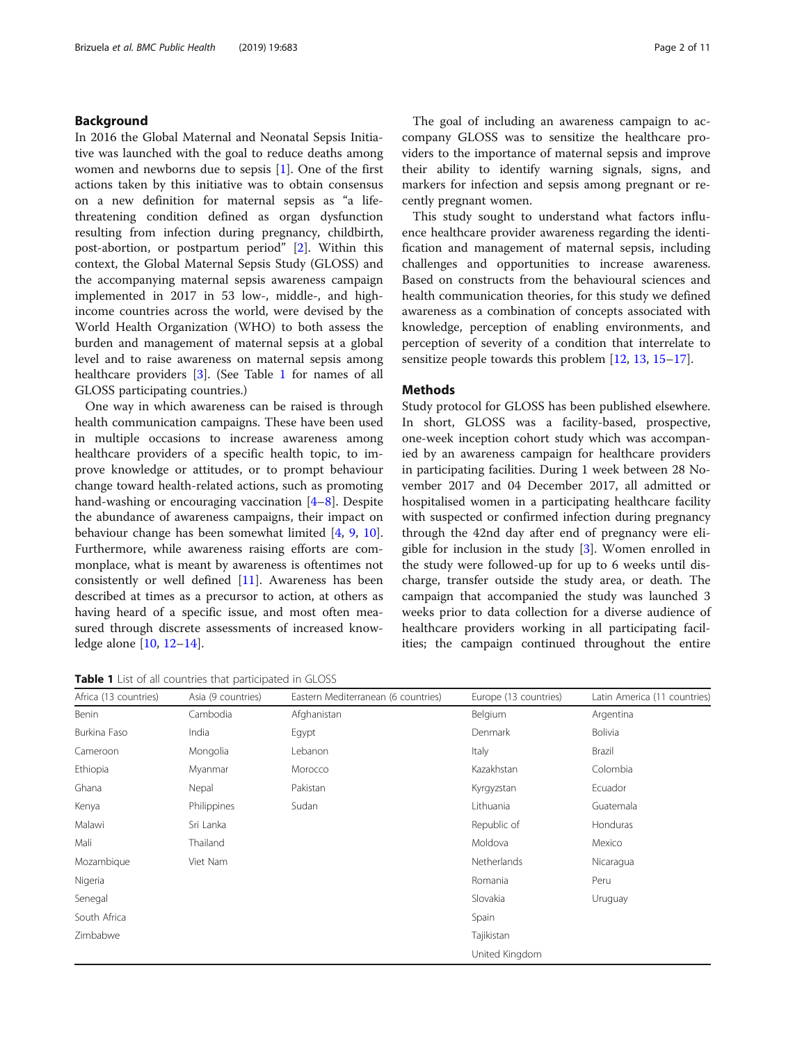## Background

In 2016 the Global Maternal and Neonatal Sepsis Initiative was launched with the goal to reduce deaths among women and newborns due to sepsis [1]. One of the first actions taken by this initiative was to obtain consensus on a new definition for maternal sepsis as "a life-threatening condition defined as organ dysfunction resulting from infection during pregnancy, childbirth, post-abortion, or postpartum period" [2]. Within this context, the Global Maternal Sepsis Study (GLOSS) and the accompanying maternal sepsis awareness campaign implemented in 2017 in 53 low-, middle-, and high-income countries across the world, were devised by the World Health Organization (WHO) to both assess the burden and management of maternal sepsis at a global level and to raise awareness on maternal sepsis among healthcare providers [3]. (See Table 1 for names of all GLOSS participating countries.)

One way in which awareness can be raised is through health communication campaigns. These have been used in multiple occasions to increase awareness among healthcare providers of a specific health topic, to improve knowledge or attitudes, or to prompt behaviour change toward health-related actions, such as promoting hand-washing or encouraging vaccination [4–8]. Despite the abundance of awareness campaigns, their impact on behaviour change has been somewhat limited [4, 9, 10]. Furthermore, while awareness raising efforts are commonplace, what is meant by awareness is oftentimes not consistently or well defined [11]. Awareness has been described at times as a precursor to action, at others as having heard of a specific issue, and most often measured through discrete assessments of increased knowledge alone [10, 12–14].

The goal of including an awareness campaign to accompany GLOSS was to sensitize the healthcare providers to the importance of maternal sepsis and improve their ability to identify warning signals, signs, and markers for infection and sepsis among pregnant or recently pregnant women.

This study sought to understand what factors influence healthcare provider awareness regarding the identification and management of maternal sepsis, including challenges and opportunities to increase awareness. Based on constructs from the behavioural sciences and health communication theories, for this study we defined awareness as a combination of concepts associated with knowledge, perception of enabling environments, and perception of severity of a condition that interrelate to sensitize people towards this problem [12, 13, 15–17].

## Methods

Study protocol for GLOSS has been published elsewhere. In short, GLOSS was a facility-based, prospective, one-week inception cohort study which was accompanied by an awareness campaign for healthcare providers in participating facilities. During 1 week between 28 November 2017 and 04 December 2017, all admitted or hospitalised women in a participating healthcare facility with suspected or confirmed infection during pregnancy through the 42nd day after end of pregnancy were eligible for inclusion in the study [3]. Women enrolled in the study were followed-up for up to 6 weeks until discharge, transfer outside the study area, or death. The campaign that accompanied the study was launched 3 weeks prior to data collection for a diverse audience of healthcare providers working in all participating facilities; the campaign continued throughout the entire

**Table 1** List of all countries that participated in GLOSS

| Africa (13 countries) | Asia (9 countries) | Eastern Mediterranean (6 countries) | Europe (13 countries) | Latin America (11 countries) |
|---|---|---|---|---|
| Benin | Cambodia | Afghanistan | Belgium | Argentina |
| Burkina Faso | India | Egypt | Denmark | Bolivia |
| Cameroon | Mongolia | Lebanon | Italy | Brazil |
| Ethiopia | Myanmar | Morocco | Kazakhstan | Colombia |
| Ghana | Nepal | Pakistan | Kyrgyzstan | Ecuador |
| Kenya | Philippines | Sudan | Lithuania | Guatemala |
| Malawi | Sri Lanka | | Republic of Moldova | Honduras |
| Mali | Thailand | | Netherlands | Mexico |
| Mozambique | Viet Nam | | Romania | Nicaragua |
| Nigeria | | | Slovakia | Peru |
| Senegal | | | Spain | Uruguay |
| South Africa | | | Tajikistan | |
| Zimbabwe | | | United Kingdom | |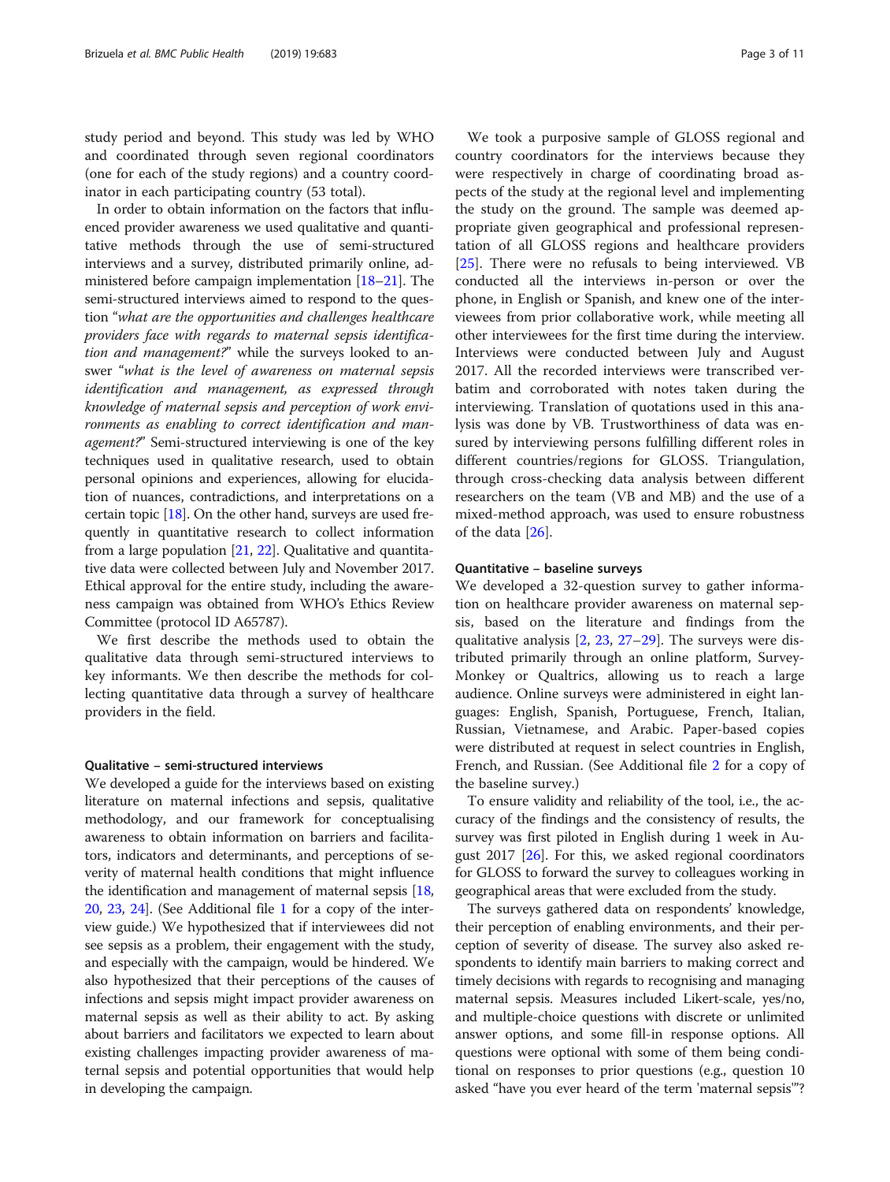study period and beyond. This study was led by WHO and coordinated through seven regional coordinators (one for each of the study regions) and a country coordinator in each participating country (53 total).

In order to obtain information on the factors that influenced provider awareness we used qualitative and quantitative methods through the use of semi-structured interviews and a survey, distributed primarily online, administered before campaign implementation [18–21]. The semi-structured interviews aimed to respond to the question "*what are the opportunities and challenges healthcare providers face with regards to maternal sepsis identification and management?*" while the surveys looked to answer "*what is the level of awareness on maternal sepsis identification and management, as expressed through knowledge of maternal sepsis and perception of work environments as enabling to correct identification and management?*" Semi-structured interviewing is one of the key techniques used in qualitative research, used to obtain personal opinions and experiences, allowing for elucidation of nuances, contradictions, and interpretations on a certain topic [18]. On the other hand, surveys are used frequently in quantitative research to collect information from a large population [21, 22]. Qualitative and quantitative data were collected between July and November 2017. Ethical approval for the entire study, including the awareness campaign was obtained from WHO's Ethics Review Committee (protocol ID A65787).

We first describe the methods used to obtain the qualitative data through semi-structured interviews to key informants. We then describe the methods for collecting quantitative data through a survey of healthcare providers in the field.

### Qualitative – semi-structured interviews

We developed a guide for the interviews based on existing literature on maternal infections and sepsis, qualitative methodology, and our framework for conceptualising awareness to obtain information on barriers and facilitators, indicators and determinants, and perceptions of severity of maternal health conditions that might influence the identification and management of maternal sepsis [18, 20, 23, 24]. (See Additional file 1 for a copy of the interview guide.) We hypothesized that if interviewees did not see sepsis as a problem, their engagement with the study, and especially with the campaign, would be hindered. We also hypothesized that their perceptions of the causes of infections and sepsis might impact provider awareness on maternal sepsis as well as their ability to act. By asking about barriers and facilitators we expected to learn about existing challenges impacting provider awareness of maternal sepsis and potential opportunities that would help in developing the campaign.

We took a purposive sample of GLOSS regional and country coordinators for the interviews because they were respectively in charge of coordinating broad aspects of the study at the regional level and implementing the study on the ground. The sample was deemed appropriate given geographical and professional representation of all GLOSS regions and healthcare providers [25]. There were no refusals to being interviewed. VB conducted all the interviews in-person or over the phone, in English or Spanish, and knew one of the interviewees from prior collaborative work, while meeting all other interviewees for the first time during the interview. Interviews were conducted between July and August 2017. All the recorded interviews were transcribed verbatim and corroborated with notes taken during the interviewing. Translation of quotations used in this analysis was done by VB. Trustworthiness of data was ensured by interviewing persons fulfilling different roles in different countries/regions for GLOSS. Triangulation, through cross-checking data analysis between different researchers on the team (VB and MB) and the use of a mixed-method approach, was used to ensure robustness of the data [26].

### Quantitative – baseline surveys

We developed a 32-question survey to gather information on healthcare provider awareness on maternal sepsis, based on the literature and findings from the qualitative analysis [2, 23, 27–29]. The surveys were distributed primarily through an online platform, SurveyMonkey or Qualtrics, allowing us to reach a large audience. Online surveys were administered in eight languages: English, Spanish, Portuguese, French, Italian, Russian, Vietnamese, and Arabic. Paper-based copies were distributed at request in select countries in English, French, and Russian. (See Additional file 2 for a copy of the baseline survey.)

To ensure validity and reliability of the tool, i.e., the accuracy of the findings and the consistency of results, the survey was first piloted in English during 1 week in August 2017 [26]. For this, we asked regional coordinators for GLOSS to forward the survey to colleagues working in geographical areas that were excluded from the study.

The surveys gathered data on respondents' knowledge, their perception of enabling environments, and their perception of severity of disease. The survey also asked respondents to identify main barriers to making correct and timely decisions with regards to recognising and managing maternal sepsis. Measures included Likert-scale, yes/no, and multiple-choice questions with discrete or unlimited answer options, and some fill-in response options. All questions were optional with some of them being conditional on responses to prior questions (e.g., question 10 asked "have you ever heard of the term 'maternal sepsis'"?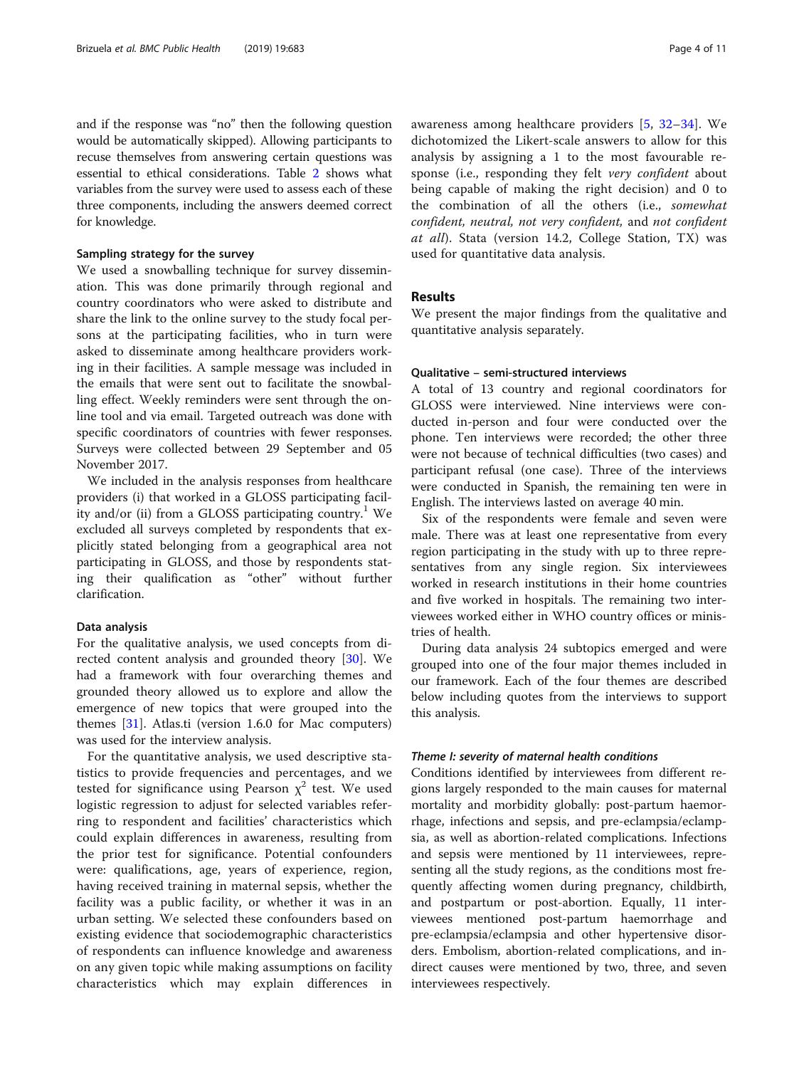and if the response was "no" then the following question would be automatically skipped). Allowing participants to recuse themselves from answering certain questions was essential to ethical considerations. Table 2 shows what variables from the survey were used to assess each of these three components, including the answers deemed correct for knowledge.

### Sampling strategy for the survey

We used a snowballing technique for survey dissemination. This was done primarily through regional and country coordinators who were asked to distribute and share the link to the online survey to the study focal persons at the participating facilities, who in turn were asked to disseminate among healthcare providers working in their facilities. A sample message was included in the emails that were sent out to facilitate the snowballing effect. Weekly reminders were sent through the online tool and via email. Targeted outreach was done with specific coordinators of countries with fewer responses. Surveys were collected between 29 September and 05 November 2017.

We included in the analysis responses from healthcare providers (i) that worked in a GLOSS participating facility and/or (ii) from a GLOSS participating country.[1] We excluded all surveys completed by respondents that explicitly stated belonging from a geographical area not participating in GLOSS, and those by respondents stating their qualification as "other" without further clarification.

### Data analysis

For the qualitative analysis, we used concepts from directed content analysis and grounded theory [30]. We had a framework with four overarching themes and grounded theory allowed us to explore and allow the emergence of new topics that were grouped into the themes [31]. Atlas.ti (version 1.6.0 for Mac computers) was used for the interview analysis.

For the quantitative analysis, we used descriptive statistics to provide frequencies and percentages, and we tested for significance using Pearson $\chi^2$ test. We used logistic regression to adjust for selected variables referring to respondent and facilities' characteristics which could explain differences in awareness, resulting from the prior test for significance. Potential confounders were: qualifications, age, years of experience, region, having received training in maternal sepsis, whether the facility was a public facility, or whether it was in an urban setting. We selected these confounders based on existing evidence that sociodemographic characteristics of respondents can influence knowledge and awareness on any given topic while making assumptions on facility characteristics which may explain differences in awareness among healthcare providers [5, 32–34]. We dichotomized the Likert-scale answers to allow for this analysis by assigning a 1 to the most favourable response (i.e., responding they felt *very confident* about being capable of making the right decision) and 0 to the combination of all the others (i.e., *somewhat confident, neutral, not very confident,* and *not confident at all*). Stata (version 14.2, College Station, TX) was used for quantitative data analysis.

## Results

We present the major findings from the qualitative and quantitative analysis separately.

### Qualitative – semi-structured interviews

A total of 13 country and regional coordinators for GLOSS were interviewed. Nine interviews were conducted in-person and four were conducted over the phone. Ten interviews were recorded; the other three were not because of technical difficulties (two cases) and participant refusal (one case). Three of the interviews were conducted in Spanish, the remaining ten were in English. The interviews lasted on average 40 min.

Six of the respondents were female and seven were male. There was at least one representative from every region participating in the study with up to three representatives from any single region. Six interviewees worked in research institutions in their home countries and five worked in hospitals. The remaining two interviewees worked either in WHO country offices or ministries of health.

During data analysis 24 subtopics emerged and were grouped into one of the four major themes included in our framework. Each of the four themes are described below including quotes from the interviews to support this analysis.

#### *Theme I: severity of maternal health conditions*

Conditions identified by interviewees from different regions largely responded to the main causes for maternal mortality and morbidity globally: post-partum haemorrhage, infections and sepsis, and pre-eclampsia/eclampsia, as well as abortion-related complications. Infections and sepsis were mentioned by 11 interviewees, representing all the study regions, as the conditions most frequently affecting women during pregnancy, childbirth, and postpartum or post-abortion. Equally, 11 interviewees mentioned post-partum haemorrhage and pre-eclampsia/eclampsia and other hypertensive disorders. Embolism, abortion-related complications, and indirect causes were mentioned by two, three, and seven interviewees respectively.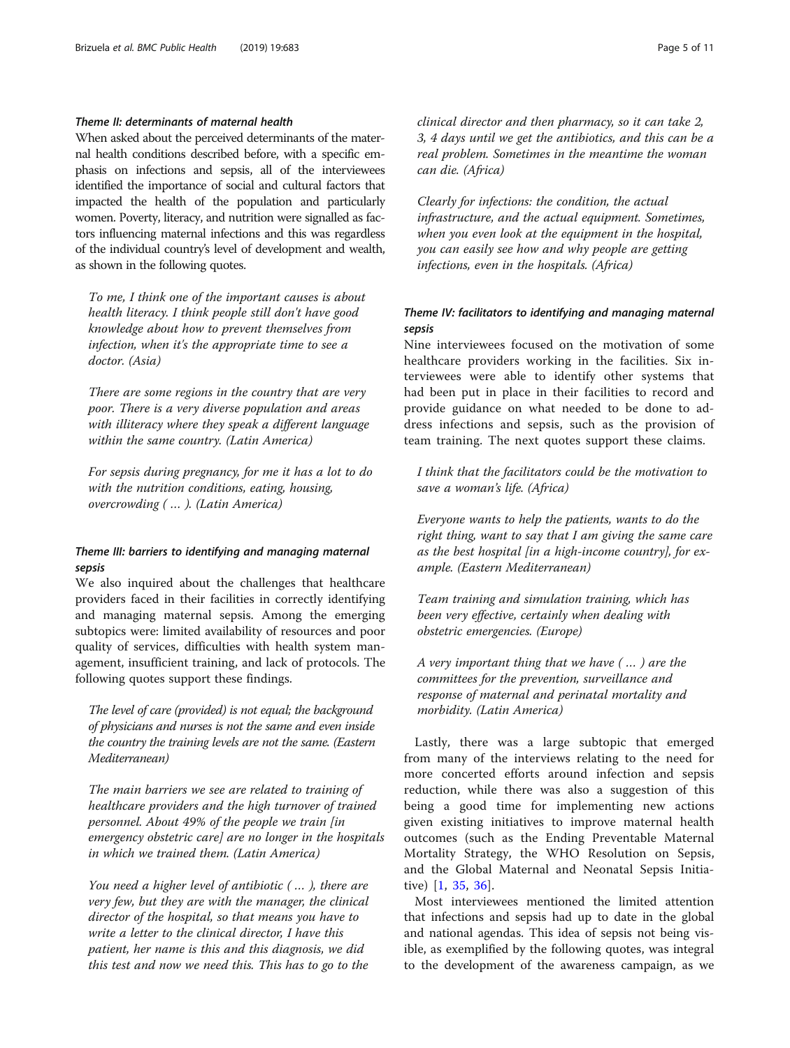#### *Theme II: determinants of maternal health*

When asked about the perceived determinants of the maternal health conditions described before, with a specific emphasis on infections and sepsis, all of the interviewees identified the importance of social and cultural factors that impacted the health of the population and particularly women. Poverty, literacy, and nutrition were signalled as factors influencing maternal infections and this was regardless of the individual country's level of development and wealth, as shown in the following quotes.

> *To me, I think one of the important causes is about health literacy. I think people still don't have good knowledge about how to prevent themselves from infection, when it's the appropriate time to see a doctor. (Asia)*

> *There are some regions in the country that are very poor. There is a very diverse population and areas with illiteracy where they speak a different language within the same country. (Latin America)*

> *For sepsis during pregnancy, for me it has a lot to do with the nutrition conditions, eating, housing, overcrowding ( … ). (Latin America)*

#### *Theme III: barriers to identifying and managing maternal sepsis*

We also inquired about the challenges that healthcare providers faced in their facilities in correctly identifying and managing maternal sepsis. Among the emerging subtopics were: limited availability of resources and poor quality of services, difficulties with health system management, insufficient training, and lack of protocols. The following quotes support these findings.

> *The level of care (provided) is not equal; the background of physicians and nurses is not the same and even inside the country the training levels are not the same. (Eastern Mediterranean)*

> *The main barriers we see are related to training of healthcare providers and the high turnover of trained personnel. About 49% of the people we train [in emergency obstetric care] are no longer in the hospitals in which we trained them. (Latin America)*

> *You need a higher level of antibiotic ( … ), there are very few, but they are with the manager, the clinical director of the hospital, so that means you have to write a letter to the clinical director, I have this patient, her name is this and this diagnosis, we did this test and now we need this. This has to go to the clinical director and then pharmacy, so it can take 2, 3, 4 days until we get the antibiotics, and this can be a real problem. Sometimes in the meantime the woman can die. (Africa)*

> *Clearly for infections: the condition, the actual infrastructure, and the actual equipment. Sometimes, when you even look at the equipment in the hospital, you can easily see how and why people are getting infections, even in the hospitals. (Africa)*

#### *Theme IV: facilitators to identifying and managing maternal sepsis*

Nine interviewees focused on the motivation of some healthcare providers working in the facilities. Six interviewees were able to identify other systems that had been put in place in their facilities to record and provide guidance on what needed to be done to address infections and sepsis, such as the provision of team training. The next quotes support these claims.

> *I think that the facilitators could be the motivation to save a woman's life. (Africa)*

> *Everyone wants to help the patients, wants to do the right thing, want to say that I am giving the same care as the best hospital [in a high-income country], for example. (Eastern Mediterranean)*

> *Team training and simulation training, which has been very effective, certainly when dealing with obstetric emergencies. (Europe)*

> *A very important thing that we have ( … ) are the committees for the prevention, surveillance and response of maternal and perinatal mortality and morbidity. (Latin America)*

Lastly, there was a large subtopic that emerged from many of the interviews relating to the need for more concerted efforts around infection and sepsis reduction, while there was also a suggestion of this being a good time for implementing new actions given existing initiatives to improve maternal health outcomes (such as the Ending Preventable Maternal Mortality Strategy, the WHO Resolution on Sepsis, and the Global Maternal and Neonatal Sepsis Initiative) [1, 35, 36].

Most interviewees mentioned the limited attention that infections and sepsis had up to date in the global and national agendas. This idea of sepsis not being visible, as exemplified by the following quotes, was integral to the development of the awareness campaign, as we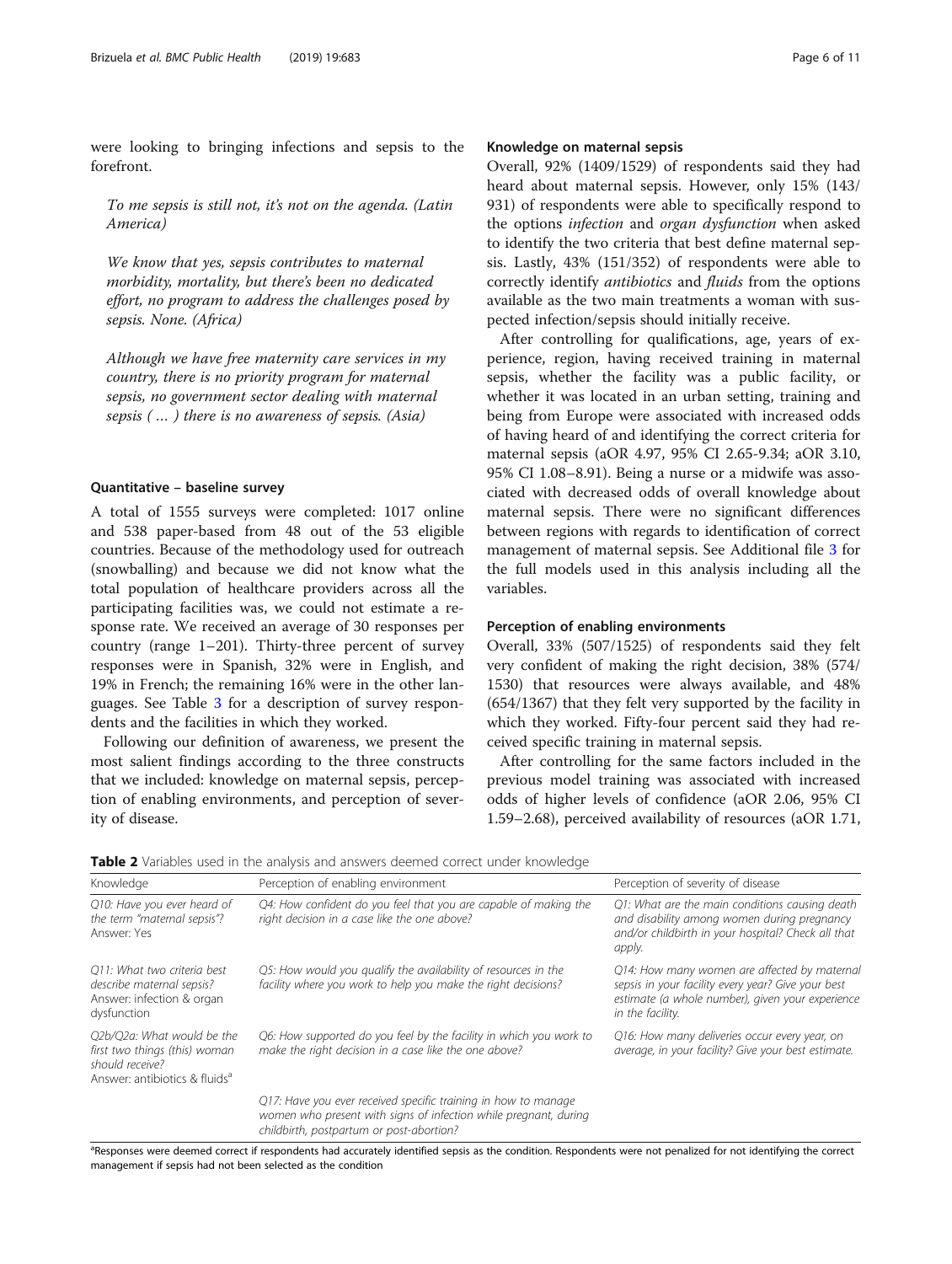were looking to bringing infections and sepsis to the forefront.

> *To me sepsis is still not, it's not on the agenda. (Latin America)*

> *We know that yes, sepsis contributes to maternal morbidity, mortality, but there's been no dedicated effort, no program to address the challenges posed by sepsis. None. (Africa)*

> *Although we have free maternity care services in my country, there is no priority program for maternal sepsis, no government sector dealing with maternal sepsis ( … ) there is no awareness of sepsis. (Asia)*

### Quantitative – baseline survey

A total of 1555 surveys were completed: 1017 online and 538 paper-based from 48 out of the 53 eligible countries. Because of the methodology used for outreach (snowballing) and because we did not know what the total population of healthcare providers across all the participating facilities was, we could not estimate a response rate. We received an average of 30 responses per country (range 1–201). Thirty-three percent of survey responses were in Spanish, 32% were in English, and 19% in French; the remaining 16% were in the other languages. See Table 3 for a description of survey respondents and the facilities in which they worked.

Following our definition of awareness, we present the most salient findings according to the three constructs that we included: knowledge on maternal sepsis, perception of enabling environments, and perception of severity of disease.

### Knowledge on maternal sepsis

Overall, 92% (1409/1529) of respondents said they had heard about maternal sepsis. However, only 15% (143/931) of respondents were able to specifically respond to the options *infection* and *organ dysfunction* when asked to identify the two criteria that best define maternal sepsis. Lastly, 43% (151/352) of respondents were able to correctly identify *antibiotics* and *fluids* from the options available as the two main treatments a woman with suspected infection/sepsis should initially receive.

After controlling for qualifications, age, years of experience, region, having received training in maternal sepsis, whether the facility was a public facility, or whether it was located in an urban setting, training and being from Europe were associated with increased odds of having heard of and identifying the correct criteria for maternal sepsis (aOR 4.97, 95% CI 2.65-9.34; aOR 3.10, 95% CI 1.08–8.91). Being a nurse or a midwife was associated with decreased odds of overall knowledge about maternal sepsis. There were no significant differences between regions with regards to identification of correct management of maternal sepsis. See Additional file 3 for the full models used in this analysis including all the variables.

### Perception of enabling environments

Overall, 33% (507/1525) of respondents said they felt very confident of making the right decision, 38% (574/1530) that resources were always available, and 48% (654/1367) that they felt very supported by the facility in which they worked. Fifty-four percent said they had received specific training in maternal sepsis.

After controlling for the same factors included in the previous model training was associated with increased odds of higher levels of confidence (aOR 2.06, 95% CI 1.59–2.68), perceived availability of resources (aOR 1.71,

**Table 2** Variables used in the analysis and answers deemed correct under knowledge

| Knowledge | Perception of enabling environment | Perception of severity of disease |
|---|---|---|
| *Q10: Have you ever heard of the term "maternal sepsis"?* Answer: Yes | *Q4: How confident do you feel that you are capable of making the right decision in a case like the one above?* | *Q1: What are the main conditions causing death and disability among women during pregnancy and/or childbirth in your hospital? Check all that apply.* |
| *Q11: What two criteria best describe maternal sepsis?* Answer: infection & organ dysfunction | *Q5: How would you qualify the availability of resources in the facility where you work to help you make the right decisions?* | *Q14: How many women are affected by maternal sepsis in your facility every year? Give your best estimate (a whole number), given your experience in the facility.* |
| *Q2b/Q2a: What would be the first two things (this) woman should receive?* Answer: antibiotics & fluids[a] | *Q6: How supported do you feel by the facility in which you work to make the right decision in a case like the one above?* | *Q16: How many deliveries occur every year, on average, in your facility? Give your best estimate.* |
| | *Q17: Have you ever received specific training in how to manage women who present with signs of infection while pregnant, during childbirth, postpartum or post-abortion?* | |

[a]Responses were deemed correct if respondents had accurately identified sepsis as the condition. Respondents were not penalized for not identifying the correct management if sepsis had not been selected as the condition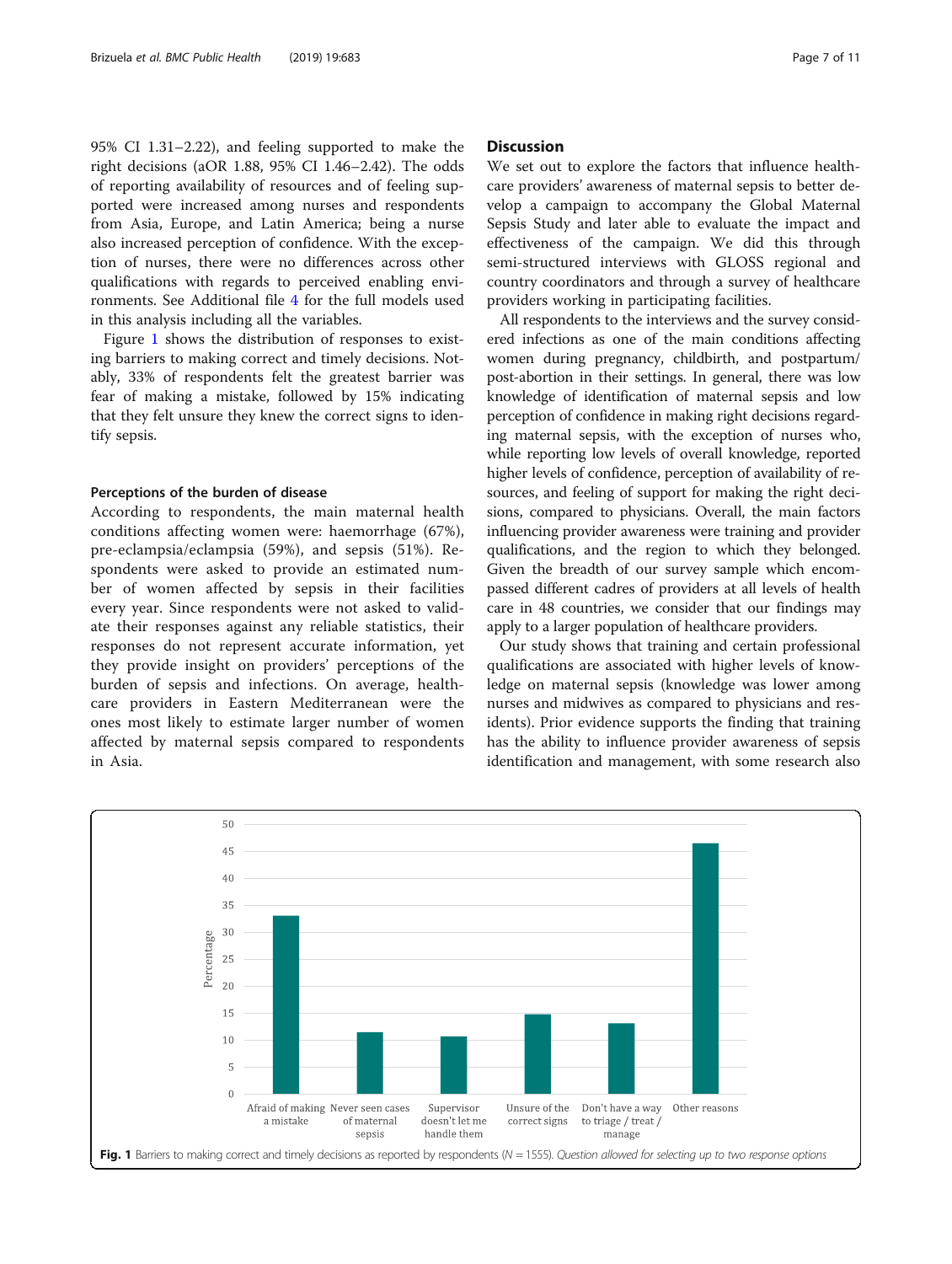95% CI 1.31–2.22), and feeling supported to make the right decisions (aOR 1.88, 95% CI 1.46–2.42). The odds of reporting availability of resources and of feeling supported were increased among nurses and respondents from Asia, Europe, and Latin America; being a nurse also increased perception of confidence. With the exception of nurses, there were no differences across other qualifications with regards to perceived enabling environments. See Additional file 4 for the full models used in this analysis including all the variables.

Figure 1 shows the distribution of responses to existing barriers to making correct and timely decisions. Notably, 33% of respondents felt the greatest barrier was fear of making a mistake, followed by 15% indicating that they felt unsure they knew the correct signs to identify sepsis.

#### Perceptions of the burden of disease

According to respondents, the main maternal health conditions affecting women were: haemorrhage (67%), pre-eclampsia/eclampsia (59%), and sepsis (51%). Respondents were asked to provide an estimated number of women affected by sepsis in their facilities every year. Since respondents were not asked to validate their responses against any reliable statistics, their responses do not represent accurate information, yet they provide insight on providers' perceptions of the burden of sepsis and infections. On average, healthcare providers in Eastern Mediterranean were the ones most likely to estimate larger number of women affected by maternal sepsis compared to respondents in Asia.

## Discussion

We set out to explore the factors that influence healthcare providers' awareness of maternal sepsis to better develop a campaign to accompany the Global Maternal Sepsis Study and later able to evaluate the impact and effectiveness of the campaign. We did this through semi-structured interviews with GLOSS regional and country coordinators and through a survey of healthcare providers working in participating facilities.

All respondents to the interviews and the survey considered infections as one of the main conditions affecting women during pregnancy, childbirth, and postpartum/post-abortion in their settings. In general, there was low knowledge of identification of maternal sepsis and low perception of confidence in making right decisions regarding maternal sepsis, with the exception of nurses who, while reporting low levels of overall knowledge, reported higher levels of confidence, perception of availability of resources, and feeling of support for making the right decisions, compared to physicians. Overall, the main factors influencing provider awareness were training and provider qualifications, and the region to which they belonged. Given the breadth of our survey sample which encompassed different cadres of providers at all levels of health care in 48 countries, we consider that our findings may apply to a larger population of healthcare providers.

Our study shows that training and certain professional qualifications are associated with higher levels of knowledge on maternal sepsis (knowledge was lower among nurses and midwives as compared to physicians and residents). Prior evidence supports the finding that training has the ability to influence provider awareness of sepsis identification and management, with some research also

**Fig. 1** Barriers to making correct and timely decisions as reported by respondents (N = 1555). *Question allowed for selecting up to two response options*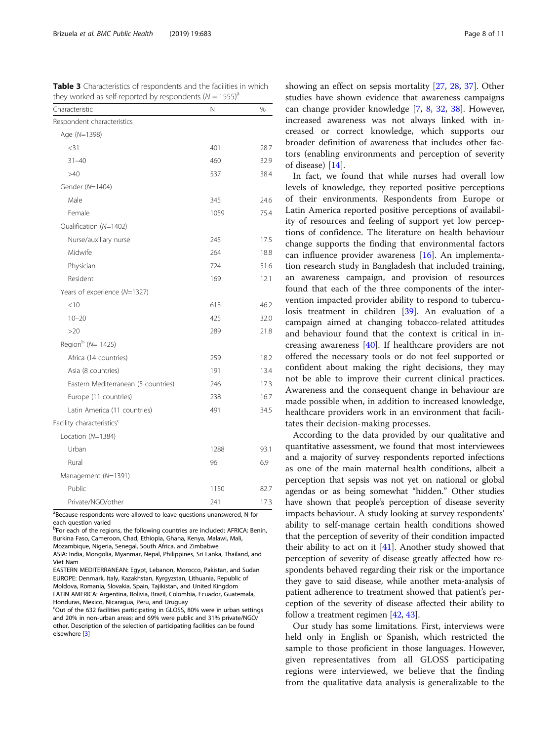**Table 3** Characteristics of respondents and the facilities in which they worked as self-reported by respondents ($N$ = 1555)[a]

| Characteristic | N | % |
|---|---|---|
| Respondent characteristics | | |
| Age (N=1398) | | |
| <31 | 401 | 28.7 |
| 31–40 | 460 | 32.9 |
| >40 | 537 | 38.4 |
| Gender (N=1404) | | |
| Male | 345 | 24.6 |
| Female | 1059 | 75.4 |
| Qualification (N=1402) | | |
| Nurse/auxiliary nurse | 245 | 17.5 |
| Midwife | 264 | 18.8 |
| Physician | 724 | 51.6 |
| Resident | 169 | 12.1 |
| Years of experience (N=1327) | | |
| <10 | 613 | 46.2 |
| 10–20 | 425 | 32.0 |
| >20 | 289 | 21.8 |
| Region[b] (N= 1425) | | |
| Africa (14 countries) | 259 | 18.2 |
| Asia (8 countries) | 191 | 13.4 |
| Eastern Mediterranean (5 countries) | 246 | 17.3 |
| Europe (11 countries) | 238 | 16.7 |
| Latin America (11 countries) | 491 | 34.5 |
| Facility characteristics[c] | | |
| Location (N=1384) | | |
| Urban | 1288 | 93.1 |
| Rural | 96 | 6.9 |
| Management (N=1391) | | |
| Public | 1150 | 82.7 |
| Private/NGO/other | 241 | 17.3 |

[a]Because respondents were allowed to leave questions unanswered, N for each question varied

[b]For each of the regions, the following countries are included: AFRICA: Benin, Burkina Faso, Cameroon, Chad, Ethiopia, Ghana, Kenya, Malawi, Mali, Mozambique, Nigeria, Senegal, South Africa, and Zimbabwe
ASIA: India, Mongolia, Myanmar, Nepal, Philippines, Sri Lanka, Thailand, and Viet Nam
EASTERN MEDITERRANEAN: Egypt, Lebanon, Morocco, Pakistan, and Sudan
EUROPE: Denmark, Italy, Kazakhstan, Kyrgyzstan, Lithuania, Republic of Moldova, Romania, Slovakia, Spain, Tajikistan, and United Kingdom
LATIN AMERICA: Argentina, Bolivia, Brazil, Colombia, Ecuador, Guatemala, Honduras, Mexico, Nicaragua, Peru, and Uruguay

[c]Out of the 632 facilities participating in GLOSS, 80% were in urban settings and 20% in non-urban areas; and 69% were public and 31% private/NGO/other. Description of the selection of participating facilities can be found elsewhere [3]

showing an effect on sepsis mortality [27, 28, 37]. Other studies have shown evidence that awareness campaigns can change provider knowledge [7, 8, 32, 38]. However, increased awareness was not always linked with increased or correct knowledge, which supports our broader definition of awareness that includes other factors (enabling environments and perception of severity of disease) [14].

In fact, we found that while nurses had overall low levels of knowledge, they reported positive perceptions of their environments. Respondents from Europe or Latin America reported positive perceptions of availability of resources and feeling of support yet low perceptions of confidence. The literature on health behaviour change supports the finding that environmental factors can influence provider awareness [16]. An implementation research study in Bangladesh that included training, an awareness campaign, and provision of resources found that each of the three components of the intervention impacted provider ability to respond to tuberculosis treatment in children [39]. An evaluation of a campaign aimed at changing tobacco-related attitudes and behaviour found that the context is critical in increasing awareness [40]. If healthcare providers are not offered the necessary tools or do not feel supported or confident about making the right decisions, they may not be able to improve their current clinical practices. Awareness and the consequent change in behaviour are made possible when, in addition to increased knowledge, healthcare providers work in an environment that facilitates their decision-making processes.

According to the data provided by our qualitative and quantitative assessment, we found that most interviewees and a majority of survey respondents reported infections as one of the main maternal health conditions, albeit a perception that sepsis was not yet on national or global agendas or as being somewhat "hidden." Other studies have shown that people's perception of disease severity impacts behaviour. A study looking at survey respondents' ability to self-manage certain health conditions showed that the perception of severity of their condition impacted their ability to act on it [41]. Another study showed that perception of severity of disease greatly affected how respondents behaved regarding their risk or the importance they gave to said disease, while another meta-analysis of patient adherence to treatment showed that patient's perception of the severity of disease affected their ability to follow a treatment regimen [42, 43].

Our study has some limitations. First, interviews were held only in English or Spanish, which restricted the sample to those proficient in those languages. However, given representatives from all GLOSS participating regions were interviewed, we believe that the finding from the qualitative data analysis is generalizable to the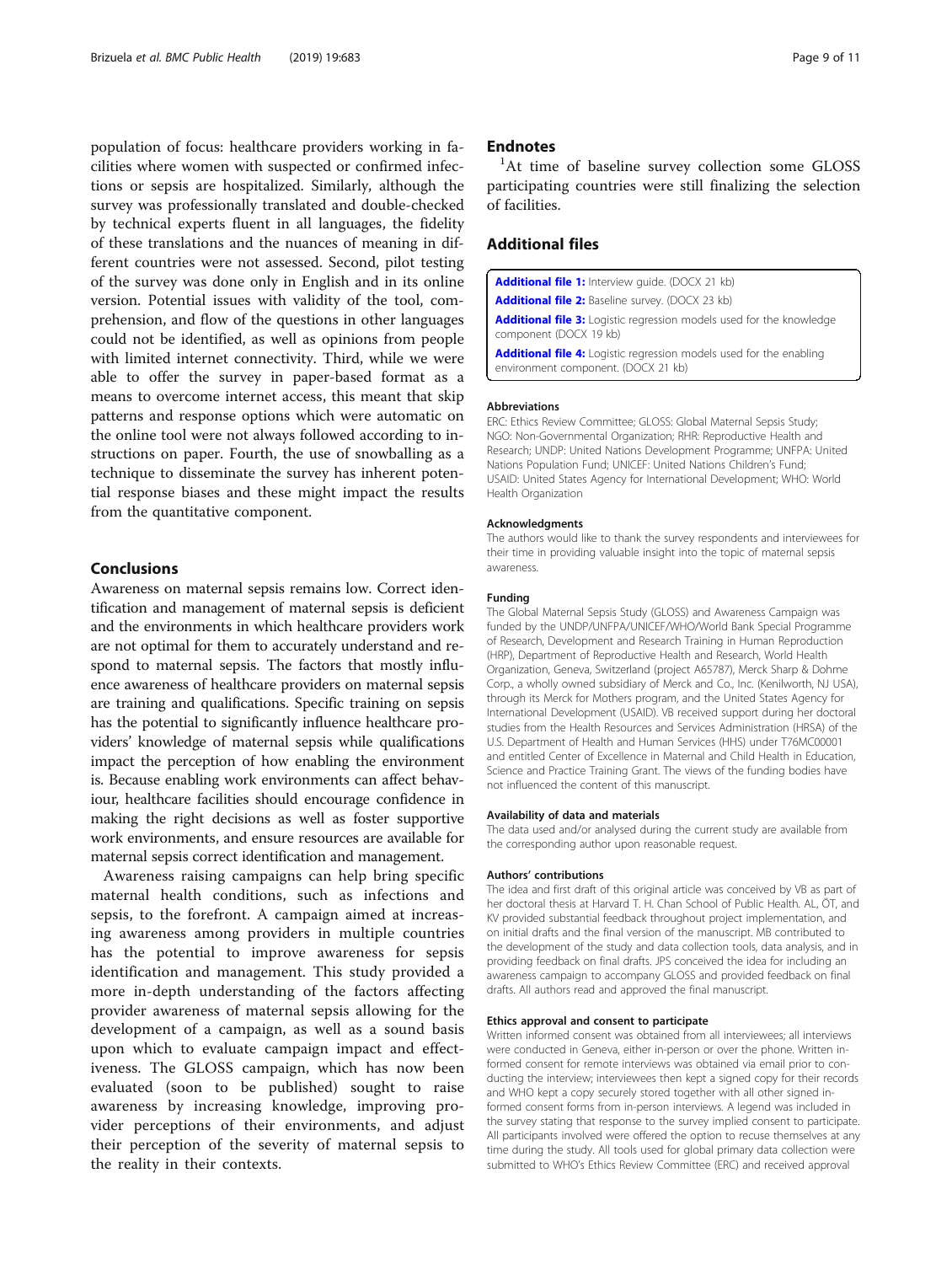population of focus: healthcare providers working in facilities where women with suspected or confirmed infections or sepsis are hospitalized. Similarly, although the survey was professionally translated and double-checked by technical experts fluent in all languages, the fidelity of these translations and the nuances of meaning in different countries were not assessed. Second, pilot testing of the survey was done only in English and in its online version. Potential issues with validity of the tool, comprehension, and flow of the questions in other languages could not be identified, as well as opinions from people with limited internet connectivity. Third, while we were able to offer the survey in paper-based format as a means to overcome internet access, this meant that skip patterns and response options which were automatic on the online tool were not always followed according to instructions on paper. Fourth, the use of snowballing as a technique to disseminate the survey has inherent potential response biases and these might impact the results from the quantitative component.

## Conclusions

Awareness on maternal sepsis remains low. Correct identification and management of maternal sepsis is deficient and the environments in which healthcare providers work are not optimal for them to accurately understand and respond to maternal sepsis. The factors that mostly influence awareness of healthcare providers on maternal sepsis are training and qualifications. Specific training on sepsis has the potential to significantly influence healthcare providers' knowledge of maternal sepsis while qualifications impact the perception of how enabling the environment is. Because enabling work environments can affect behaviour, healthcare facilities should encourage confidence in making the right decisions as well as foster supportive work environments, and ensure resources are available for maternal sepsis correct identification and management.

Awareness raising campaigns can help bring specific maternal health conditions, such as infections and sepsis, to the forefront. A campaign aimed at increasing awareness among providers in multiple countries has the potential to improve awareness for sepsis identification and management. This study provided a more in-depth understanding of the factors affecting provider awareness of maternal sepsis allowing for the development of a campaign, as well as a sound basis upon which to evaluate campaign impact and effectiveness. The GLOSS campaign, which has now been evaluated (soon to be published) sought to raise awareness by increasing knowledge, improving provider perceptions of their environments, and adjust their perception of the severity of maternal sepsis to the reality in their contexts.

## Endnotes

[1]At time of baseline survey collection some GLOSS participating countries were still finalizing the selection of facilities.

## Additional files

**Additional file 1:** Interview guide. (DOCX 21 kb)

**Additional file 2:** Baseline survey. (DOCX 23 kb)

**Additional file 3:** Logistic regression models used for the knowledge component (DOCX 19 kb)

**Additional file 4:** Logistic regression models used for the enabling environment component. (DOCX 21 kb)

### Abbreviations

ERC: Ethics Review Committee; GLOSS: Global Maternal Sepsis Study; NGO: Non-Governmental Organization; RHR: Reproductive Health and Research; UNDP: United Nations Development Programme; UNFPA: United Nations Population Fund; UNICEF: United Nations Children's Fund; USAID: United States Agency for International Development; WHO: World Health Organization

### Acknowledgments

The authors would like to thank the survey respondents and interviewees for their time in providing valuable insight into the topic of maternal sepsis awareness.

### Funding

The Global Maternal Sepsis Study (GLOSS) and Awareness Campaign was funded by the UNDP/UNFPA/UNICEF/WHO/World Bank Special Programme of Research, Development and Research Training in Human Reproduction (HRP), Department of Reproductive Health and Research, World Health Organization, Geneva, Switzerland (project A65787), Merck Sharp & Dohme Corp., a wholly owned subsidiary of Merck and Co., Inc. (Kenilworth, NJ USA), through its Merck for Mothers program, and the United States Agency for International Development (USAID). VB received support during her doctoral studies from the Health Resources and Services Administration (HRSA) of the U.S. Department of Health and Human Services (HHS) under T76MC00001 and entitled Center of Excellence in Maternal and Child Health in Education, Science and Practice Training Grant. The views of the funding bodies have not influenced the content of this manuscript.

### Availability of data and materials

The data used and/or analysed during the current study are available from the corresponding author upon reasonable request.

### Authors' contributions

The idea and first draft of this original article was conceived by VB as part of her doctoral thesis at Harvard T. H. Chan School of Public Health. AL, ÖT, and KV provided substantial feedback throughout project implementation, and on initial drafts and the final version of the manuscript. MB contributed to the development of the study and data collection tools, data analysis, and in providing feedback on final drafts. JPS conceived the idea for including an awareness campaign to accompany GLOSS and provided feedback on final drafts. All authors read and approved the final manuscript.

### Ethics approval and consent to participate

Written informed consent was obtained from all interviewees; all interviews were conducted in Geneva, either in-person or over the phone. Written informed consent for remote interviews was obtained via email prior to conducting the interview; interviewees then kept a signed copy for their records and WHO kept a copy securely stored together with all other signed informed consent forms from in-person interviews. A legend was included in the survey stating that response to the survey implied consent to participate. All participants involved were offered the option to recuse themselves at any time during the study. All tools used for global primary data collection were submitted to WHO's Ethics Review Committee (ERC) and received approval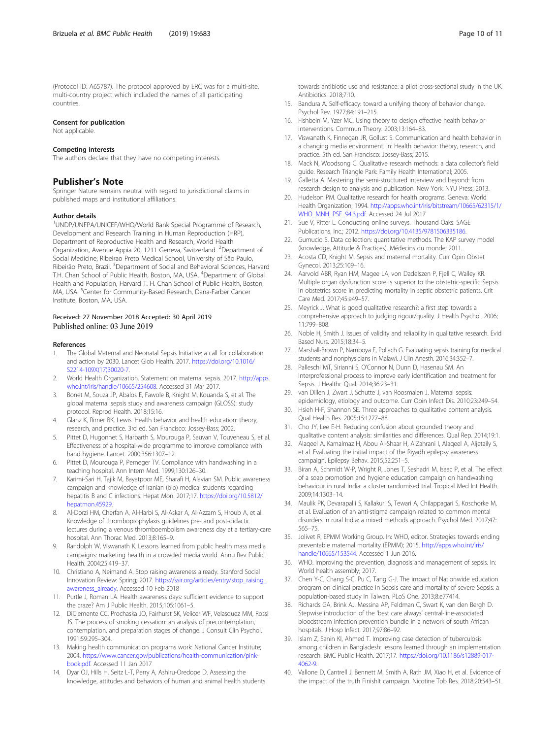(Protocol ID: A65787). The protocol approved by ERC was for a multi-site, multi-country project which included the names of all participating countries.

### Consent for publication

Not applicable.

### Competing interests

The authors declare that they have no competing interests.

## Publisher's Note

Springer Nature remains neutral with regard to jurisdictional claims in published maps and institutional affiliations.

### Author details

[1]UNDP/UNFPA/UNICEF/WHO/World Bank Special Programme of Research, Development and Research Training in Human Reproduction (HRP), Department of Reproductive Health and Research, World Health Organization, Avenue Appia 20, 1211 Geneva, Switzerland. [2]Department of Social Medicine, Ribeirao Preto Medical School, University of São Paulo, Ribeirão Preto, Brazil. [3]Department of Social and Behavioral Sciences, Harvard T.H. Chan School of Public Health, Boston, MA, USA. [4]Department of Global Health and Population, Harvard T. H. Chan School of Public Health, Boston, MA, USA. [5]Center for Community-Based Research, Dana-Farber Cancer Institute, Boston, MA, USA.

Received: 27 November 2018 Accepted: 30 April 2019
Published online: 03 June 2019

### References

1. The Global Maternal and Neonatal Sepsis Initiative: a call for collaboration and action by 2030. Lancet Glob Health. 2017. https://doi.org/10.1016/S2214-109X(17)30020-7.
2. World Health Organization. Statement on maternal sepsis. 2017. http://apps.who.int/iris/handle/10665/254608. Accessed 31 Mar 2017.
3. Bonet M, Souza JP, Abalos E, Fawole B, Knight M, Kouanda S, et al. The global maternal sepsis study and awareness campaign (GLOSS): study protocol. Reprod Health. 2018;15:16.
4. Glanz K, Rimer BK, Lewis. Health behavior and health education: theory, research, and practice. 3rd ed. San Francisco: Jossey-Bass; 2002.
5. Pittet D, Hugonnet S, Harbarth S, Mourouga P, Sauvan V, Touveneau S, et al. Effectiveness of a hospital-wide programme to improve compliance with hand hygiene. Lancet. 2000;356:1307–12.
6. Pittet D, Mourouga P, Perneger TV. Compliance with handwashing in a teaching hospital. Ann Intern Med. 1999;130:126–30.
7. Karimi-Sari H, Tajik M, Bayatpoor ME, Sharafi H, Alavian SM. Public awareness campaign and knowledge of Iranian (bio) medical students regarding hepatitis B and C infections. Hepat Mon. 2017;17. https://doi.org/10.5812/hepatmon.45929.
8. Al-Dorzi HM, Cherfan A, Al-Harbi S, Al-Askar A, Al-Azzam S, Hroub A, et al. Knowledge of thromboprophylaxis guidelines pre- and post-didactic lectures during a venous thromboembolism awareness day at a tertiary-care hospital. Ann Thorac Med. 2013;8:165–9.
9. Randolph W, Viswanath K. Lessons learned from public health mass media campaigns: marketing health in a crowded media world. Annu Rev Public Health. 2004;25:419–37.
10. Christiano A, Neimand A. Stop raising awareness already. Stanford Social Innovation Review: Spring; 2017. https://ssir.org/articles/entry/stop_raising_awareness_already. Accessed 10 Feb 2018
11. Purtle J, Roman LA. Health awareness days: sufficient evidence to support the craze? Am J Public Health. 2015;105:1061–5.
12. DiClemente CC, Prochaska JO, Fairhurst SK, Velicer WF, Velasquez MM, Rossi JS. The process of smoking cessation: an analysis of precontemplation, contemplation, and preparation stages of change. J Consult Clin Psychol. 1991;59:295–304.
13. Making health communication programs work: National Cancer Institute; 2004. https://www.cancer.gov/publications/health-communication/pink-book.pdf. Accessed 11 Jan 2017
14. Dyar OJ, Hills H, Seitz L-T, Perry A, Ashiru-Oredope D. Assessing the knowledge, attitudes and behaviors of human and animal health students towards antibiotic use and resistance: a pilot cross-sectional study in the UK. Antibiotics. 2018;7:10.
15. Bandura A. Self-efficacy: toward a unifying theory of behavior change. Psychol Rev. 1977;84:191–215.
16. Fishbein M, Yzer MC. Using theory to design effective health behavior interventions. Commun Theory. 2003;13:164–83.
17. Viswanath K, Finnegan JR, Gollust S. Communication and health behavior in a changing media environment. In: Health behavior: theory, research, and practice. 5th ed. San Francisco: Jossey-Bass; 2015.
18. Mack N, Woodsong C. Qualitative research methods: a data collector's field guide. Research Triangle Park: Family Health International; 2005.
19. Galletta A. Mastering the semi-structured interview and beyond: from research design to analysis and publication. New York: NYU Press; 2013.
20. Hudelson PM. Qualitative research for health programs. Geneva: World Health Organization; 1994. http://apps.who.int/iris/bitstream/10665/62315/1/WHO_MNH_PSF_94.3.pdf. Accessed 24 Jul 2017
21. Sue V, Ritter L. Conducting online surveys. Thousand Oaks: SAGE Publications, Inc.; 2012. https://doi.org/10.4135/9781506335186.
22. Gumucio S. Data collection: quantitative methods. The KAP survey model (knowledge, Attitude & Practices). Médecins du monde; 2011.
23. Acosta CD, Knight M. Sepsis and maternal mortality. Curr Opin Obstet Gynecol. 2013;25:109–16.
24. Aarvold ABR, Ryan HM, Magee LA, von Dadelszen P, Fjell C, Walley KR. Multiple organ dysfunction score is superior to the obstetric-specific Sepsis in obstetrics score in predicting mortality in septic obstetric patients. Crit Care Med. 2017;45:e49–57.
25. Meyrick J. What is good qualitative research?: a first step towards a comprehensive approach to judging rigour/quality. J Health Psychol. 2006;11:799–808.
26. Noble H, Smith J. Issues of validity and reliability in qualitative research. Evid Based Nurs. 2015;18:34–5.
27. Marshall-Brown P, Namboya F, Pollach G. Evaluating sepsis training for medical students and nonphysicians in Malawi. J Clin Anesth. 2016;34:352–7.
28. Palleschi MT, Sirianni S, O'Connor N, Dunn D, Hasenau SM. An Interprofessional process to improve early identification and treatment for Sepsis. J Healthc Qual. 2014;36:23–31.
29. van Dillen J, Zwart J, Schutte J, van Roosmalen J. Maternal sepsis: epidemiology, etiology and outcome. Curr Opin Infect Dis. 2010;23:249–54.
30. Hsieh H-F, Shannon SE. Three approaches to qualitative content analysis. Qual Health Res. 2005;15:1277–88.
31. Cho JY, Lee E-H. Reducing confusion about grounded theory and qualitative content analysis: similarities and differences. Qual Rep. 2014;19:1.
32. Alaqeel A, Kamalmaz H, Abou Al-Shaar H, AlZahrani I, Alaqeel A, Aljetaily S, et al. Evaluating the initial impact of the Riyadh epilepsy awareness campaign. Epilepsy Behav. 2015;52:251–5.
33. Biran A, Schmidt W-P, Wright R, Jones T, Seshadri M, Isaac P, et al. The effect of a soap promotion and hygiene education campaign on handwashing behaviour in rural India: a cluster randomised trial. Tropical Med Int Health. 2009;14:1303–14.
34. Maulik PK, Devarapalli S, Kallakuri S, Tewari A, Chilappagari S, Koschorke M, et al. Evaluation of an anti-stigma campaign related to common mental disorders in rural India: a mixed methods approach. Psychol Med. 2017;47:565–75.
35. Jolivet R, EPMM Working Group. In: WHO, editor. Strategies towards ending preventable maternal mortality (EPMM); 2015. http://apps.who.int/iris/handle/10665/153544. Accessed 1 Jun 2016.
36. WHO. Improving the prevention, diagnosis and management of sepsis. In: World health assembly; 2017.
37. Chen Y-C, Chang S-C, Pu C, Tang G-J. The impact of Nationwide education program on clinical practice in Sepsis care and mortality of severe Sepsis: a population-based study in Taiwan. PLoS One. 2013;8:e77414.
38. Richards GA, Brink AJ, Messina AP, Feldman C, Swart K, van den Bergh D. Stepwise introduction of the 'best care always' central-line-associated bloodstream infection prevention bundle in a network of south African hospitals. J Hosp Infect. 2017;97:86–92.
39. Islam Z, Sanin KI, Ahmed T. Improving case detection of tuberculosis among children in Bangladesh: lessons learned through an implementation research. BMC Public Health. 2017;17. https://doi.org/10.1186/s12889-017-4062-9.
40. Vallone D, Cantrell J, Bennett M, Smith A, Rath JM, Xiao H, et al. Evidence of the impact of the truth FinishIt campaign. Nicotine Tob Res. 2018;20:543–51.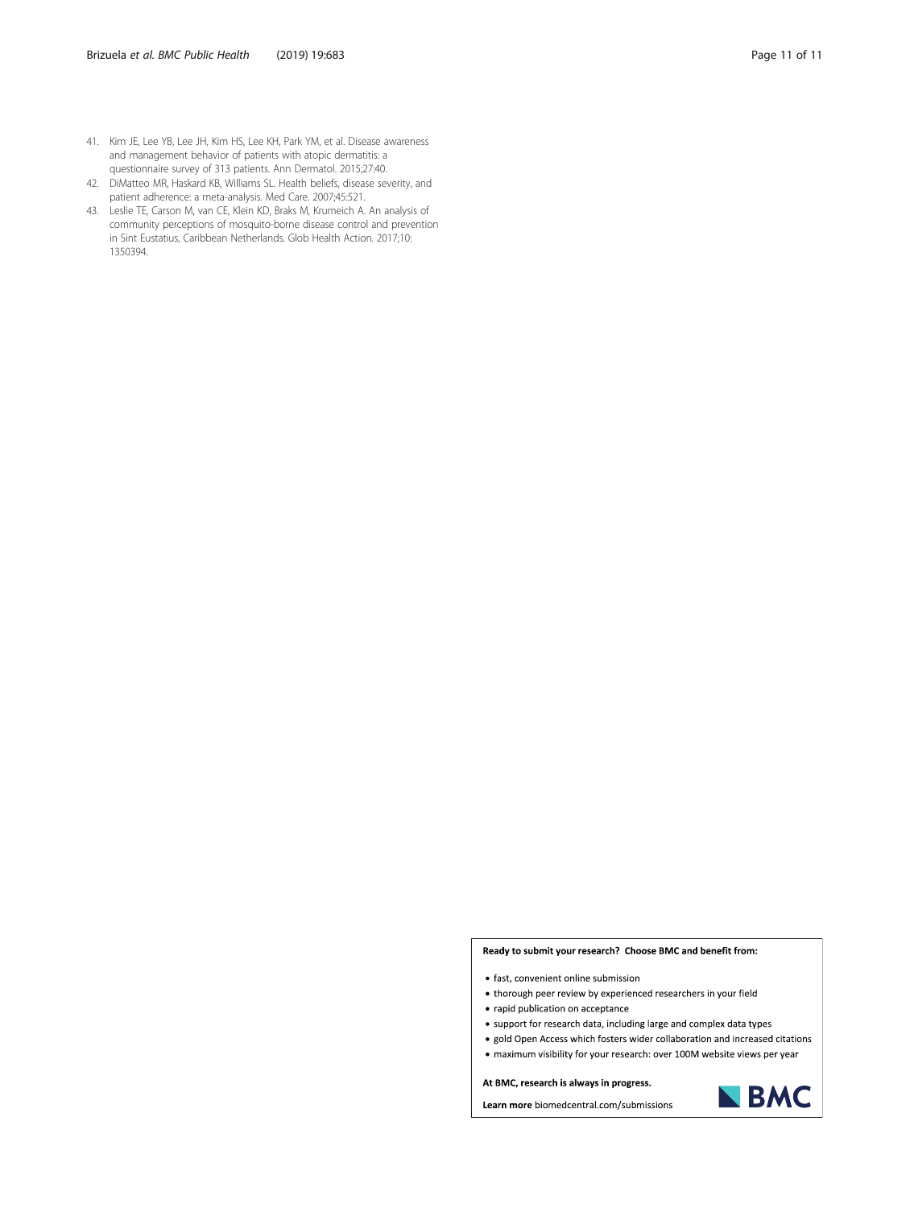41. Kim JE, Lee YB, Lee JH, Kim HS, Lee KH, Park YM, et al. Disease awareness and management behavior of patients with atopic dermatitis: a questionnaire survey of 313 patients. Ann Dermatol. 2015;27:40.
42. DiMatteo MR, Haskard KB, Williams SL. Health beliefs, disease severity, and patient adherence: a meta-analysis. Med Care. 2007;45:521.
43. Leslie TE, Carson M, van CE, Klein KD, Braks M, Krumeich A. An analysis of community perceptions of mosquito-borne disease control and prevention in Sint Eustatius, Caribbean Netherlands. Glob Health Action. 2017;10: 1350394.

**Ready to submit your research? Choose BMC and benefit from:**

- fast, convenient online submission
- thorough peer review by experienced researchers in your field
- rapid publication on acceptance
- support for research data, including large and complex data types
- gold Open Access which fosters wider collaboration and increased citations
- maximum visibility for your research: over 100M website views per year

**At BMC, research is always in progress.**

**Learn more** biomedcentral.com/submissions

BMC